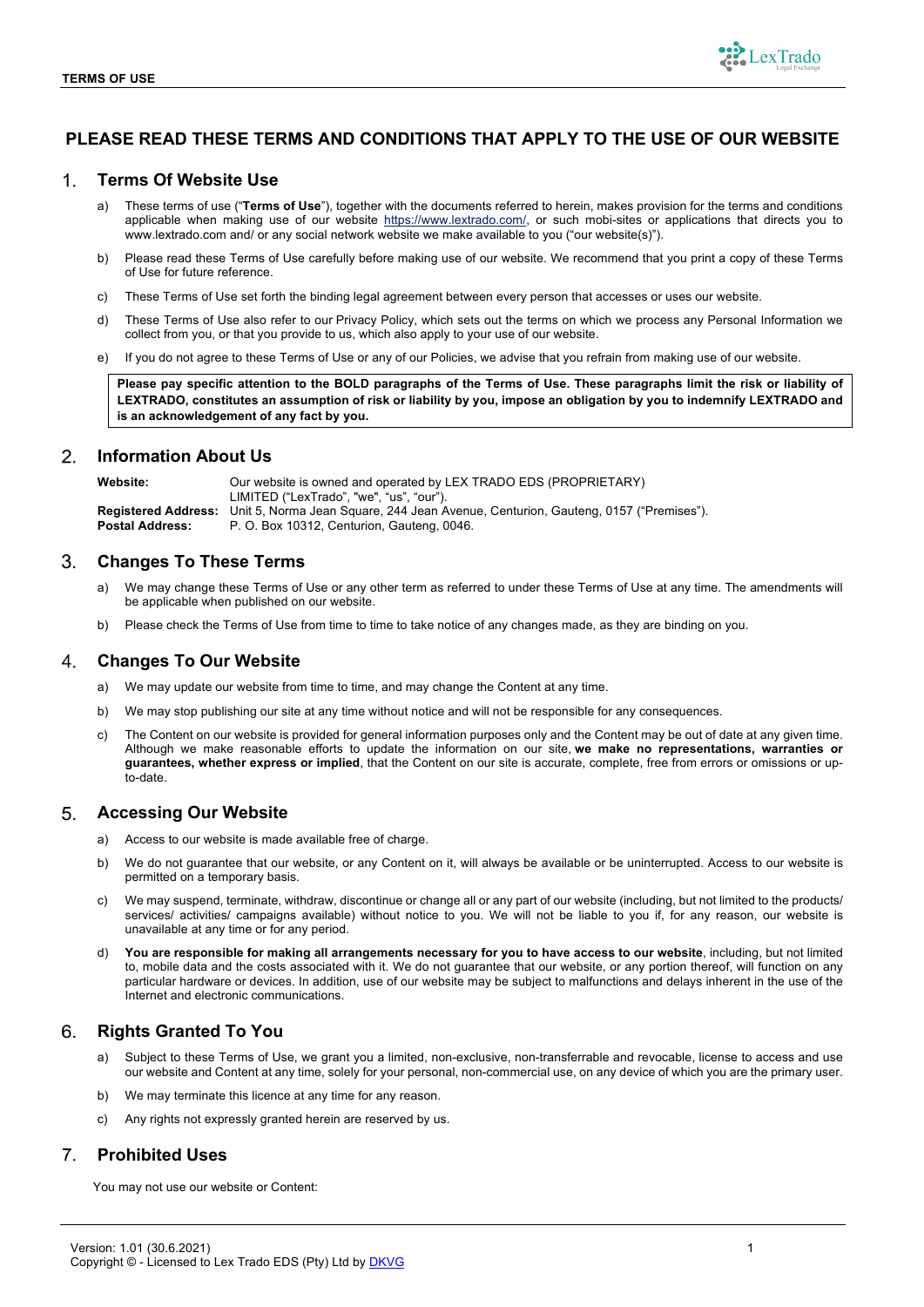# PLEASE READ THESE TERMS AND CONDITIONS THAT APPLY TO THE USE OF OUR WEBSITE

## 1. Terms Of Website Use

a) These terms of use ("**Terms of Use**"), together with the documents referred to herein, makes provision for the terms and conditions applicable when making use of our website https://www.lextrado.com/, or such mobi-sites or applications that directs you to www.lextrado.com and/ or any social network website we make available to you ("our website(s)").

b) Please read these Terms of Use carefully before making use of our website. We recommend that you print a copy of these Terms of Use for future reference.

c) These Terms of Use set forth the binding legal agreement between every person that accesses or uses our website.

d) These Terms of Use also refer to our Privacy Policy, which sets out the terms on which we process any Personal Information we collect from you, or that you provide to us, which also apply to your use of our website.

e) If you do not agree to these Terms of Use or any of our Policies, we advise that you refrain from making use of our website.

**Please pay specific attention to the BOLD paragraphs of the Terms of Use. These paragraphs limit the risk or liability of LEXTRADO, constitutes an assumption of risk or liability by you, impose an obligation by you to indemnify LEXTRADO and is an acknowledgement of any fact by you.**

## 2. Information About Us

| | |
|---|---|
| **Website:** | Our website is owned and operated by LEX TRADO EDS (PROPRIETARY) LIMITED ("LexTrado", "we", "us", "our"). |
| **Registered Address:** | Unit 5, Norma Jean Square, 244 Jean Avenue, Centurion, Gauteng, 0157 ("Premises"). |
| **Postal Address:** | P. O. Box 10312, Centurion, Gauteng, 0046. |

## 3. Changes To These Terms

a) We may change these Terms of Use or any other term as referred to under these Terms of Use at any time. The amendments will be applicable when published on our website.

b) Please check the Terms of Use from time to time to take notice of any changes made, as they are binding on you.

## 4. Changes To Our Website

a) We may update our website from time to time, and may change the Content at any time.

b) We may stop publishing our site at any time without notice and will not be responsible for any consequences.

c) The Content on our website is provided for general information purposes only and the Content may be out of date at any given time. Although we make reasonable efforts to update the information on our site, **we make no representations, warranties or guarantees, whether express or implied**, that the Content on our site is accurate, complete, free from errors or omissions or up-to-date.

## 5. Accessing Our Website

a) Access to our website is made available free of charge.

b) We do not guarantee that our website, or any Content on it, will always be available or be uninterrupted. Access to our website is permitted on a temporary basis.

c) We may suspend, terminate, withdraw, discontinue or change all or any part of our website (including, but not limited to the products/ services/ activities/ campaigns available) without notice to you. We will not be liable to you if, for any reason, our website is unavailable at any time or for any period.

d) **You are responsible for making all arrangements necessary for you to have access to our website**, including, but not limited to, mobile data and the costs associated with it. We do not guarantee that our website, or any portion thereof, will function on any particular hardware or devices. In addition, use of our website may be subject to malfunctions and delays inherent in the use of the Internet and electronic communications.

## 6. Rights Granted To You

a) Subject to these Terms of Use, we grant you a limited, non-exclusive, non-transferrable and revocable, license to access and use our website and Content at any time, solely for your personal, non-commercial use, on any device of which you are the primary user.

b) We may terminate this licence at any time for any reason.

c) Any rights not expressly granted herein are reserved by us.

## 7. Prohibited Uses

You may not use our website or Content: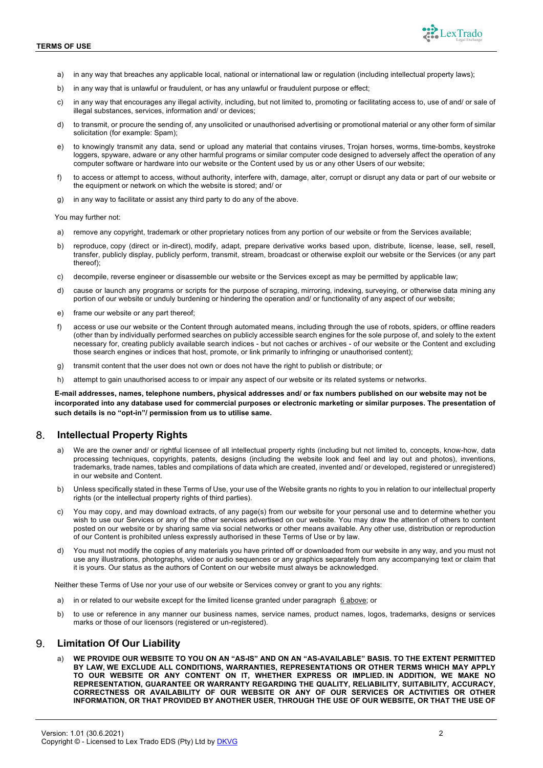a) in any way that breaches any applicable local, national or international law or regulation (including intellectual property laws);

b) in any way that is unlawful or fraudulent, or has any unlawful or fraudulent purpose or effect;

c) in any way that encourages any illegal activity, including, but not limited to, promoting or facilitating access to, use of and/ or sale of illegal substances, services, information and/ or devices;

d) to transmit, or procure the sending of, any unsolicited or unauthorised advertising or promotional material or any other form of similar solicitation (for example: Spam);

e) to knowingly transmit any data, send or upload any material that contains viruses, Trojan horses, worms, time-bombs, keystroke loggers, spyware, adware or any other harmful programs or similar computer code designed to adversely affect the operation of any computer software or hardware into our website or the Content used by us or any other Users of our website;

f) to access or attempt to access, without authority, interfere with, damage, alter, corrupt or disrupt any data or part of our website or the equipment or network on which the website is stored; and/ or

g) in any way to facilitate or assist any third party to do any of the above.

You may further not:

a) remove any copyright, trademark or other proprietary notices from any portion of our website or from the Services available;

b) reproduce, copy (direct or in-direct), modify, adapt, prepare derivative works based upon, distribute, license, lease, sell, resell, transfer, publicly display, publicly perform, transmit, stream, broadcast or otherwise exploit our website or the Services (or any part thereof);

c) decompile, reverse engineer or disassemble our website or the Services except as may be permitted by applicable law;

d) cause or launch any programs or scripts for the purpose of scraping, mirroring, indexing, surveying, or otherwise data mining any portion of our website or unduly burdening or hindering the operation and/ or functionality of any aspect of our website;

e) frame our website or any part thereof;

f) access or use our website or the Content through automated means, including through the use of robots, spiders, or offline readers (other than by individually performed searches on publicly accessible search engines for the sole purpose of, and solely to the extent necessary for, creating publicly available search indices - but not caches or archives - of our website or the Content and excluding those search engines or indices that host, promote, or link primarily to infringing or unauthorised content);

g) transmit content that the user does not own or does not have the right to publish or distribute; or

h) attempt to gain unauthorised access to or impair any aspect of our website or its related systems or networks.

**E-mail addresses, names, telephone numbers, physical addresses and/ or fax numbers published on our website may not be incorporated into any database used for commercial purposes or electronic marketing or similar purposes. The presentation of such details is no "opt-in"/ permission from us to utilise same.**

## 8. Intellectual Property Rights

a) We are the owner and/ or rightful licensee of all intellectual property rights (including but not limited to, concepts, know-how, data processing techniques, copyrights, patents, designs (including the website look and feel and lay out and photos), inventions, trademarks, trade names, tables and compilations of data which are created, invented and/ or developed, registered or unregistered) in our website and Content.

b) Unless specifically stated in these Terms of Use, your use of the Website grants no rights to you in relation to our intellectual property rights (or the intellectual property rights of third parties).

c) You may copy, and may download extracts, of any page(s) from our website for your personal use and to determine whether you wish to use our Services or any of the other services advertised on our website. You may draw the attention of others to content posted on our website or by sharing same via social networks or other means available. Any other use, distribution or reproduction of our Content is prohibited unless expressly authorised in these Terms of Use or by law.

d) You must not modify the copies of any materials you have printed off or downloaded from our website in any way, and you must not use any illustrations, photographs, video or audio sequences or any graphics separately from any accompanying text or claim that it is yours. Our status as the authors of Content on our website must always be acknowledged.

Neither these Terms of Use nor your use of our website or Services convey or grant to you any rights:

a) in or related to our website except for the limited license granted under paragraph 6 above; or

b) to use or reference in any manner our business names, service names, product names, logos, trademarks, designs or services marks or those of our licensors (registered or un-registered).

## 9. Limitation Of Our Liability

a) **WE PROVIDE OUR WEBSITE TO YOU ON AN "AS-IS" AND ON AN "AS-AVAILABLE" BASIS. TO THE EXTENT PERMITTED BY LAW, WE EXCLUDE ALL CONDITIONS, WARRANTIES, REPRESENTATIONS OR OTHER TERMS WHICH MAY APPLY TO OUR WEBSITE OR ANY CONTENT ON IT, WHETHER EXPRESS OR IMPLIED. IN ADDITION, WE MAKE NO REPRESENTATION, GUARANTEE OR WARRANTY REGARDING THE QUALITY, RELIABILITY, SUITABILITY, ACCURACY, CORRECTNESS OR AVAILABILITY OF OUR WEBSITE OR ANY OF OUR SERVICES OR ACTIVITIES OR OTHER INFORMATION, OR THAT PROVIDED BY ANOTHER USER, THROUGH THE USE OF OUR WEBSITE, OR THAT THE USE OF**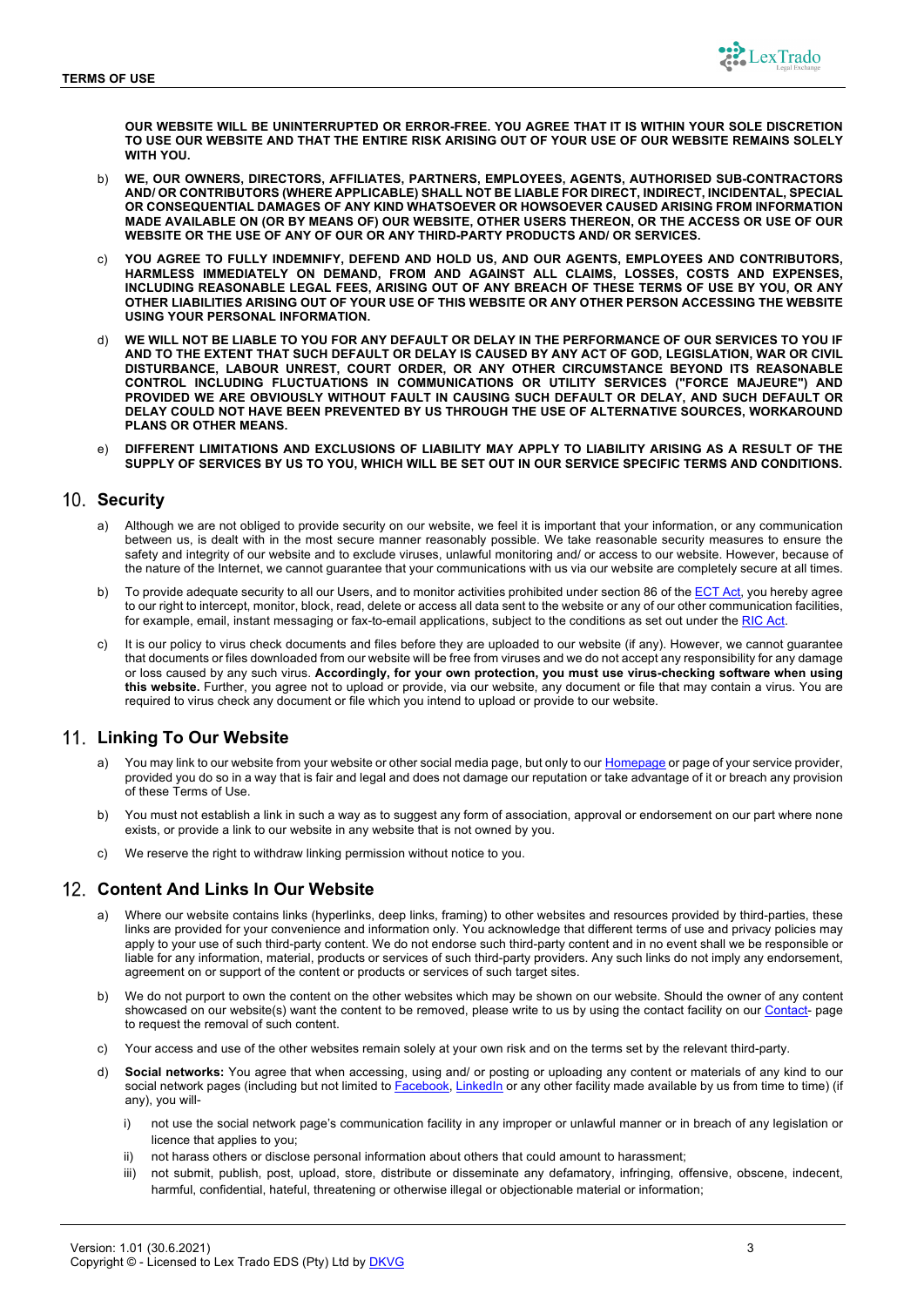**OUR WEBSITE WILL BE UNINTERRUPTED OR ERROR-FREE. YOU AGREE THAT IT IS WITHIN YOUR SOLE DISCRETION TO USE OUR WEBSITE AND THAT THE ENTIRE RISK ARISING OUT OF YOUR USE OF OUR WEBSITE REMAINS SOLELY WITH YOU.**

b) **WE, OUR OWNERS, DIRECTORS, AFFILIATES, PARTNERS, EMPLOYEES, AGENTS, AUTHORISED SUB-CONTRACTORS AND/ OR CONTRIBUTORS (WHERE APPLICABLE) SHALL NOT BE LIABLE FOR DIRECT, INDIRECT, INCIDENTAL, SPECIAL OR CONSEQUENTIAL DAMAGES OF ANY KIND WHATSOEVER OR HOWSOEVER CAUSED ARISING FROM INFORMATION MADE AVAILABLE ON (OR BY MEANS OF) OUR WEBSITE, OTHER USERS THEREON, OR THE ACCESS OR USE OF OUR WEBSITE OR THE USE OF ANY OF OUR OR ANY THIRD-PARTY PRODUCTS AND/ OR SERVICES.**

c) **YOU AGREE TO FULLY INDEMNIFY, DEFEND AND HOLD US, AND OUR AGENTS, EMPLOYEES AND CONTRIBUTORS, HARMLESS IMMEDIATELY ON DEMAND, FROM AND AGAINST ALL CLAIMS, LOSSES, COSTS AND EXPENSES, INCLUDING REASONABLE LEGAL FEES, ARISING OUT OF ANY BREACH OF THESE TERMS OF USE BY YOU, OR ANY OTHER LIABILITIES ARISING OUT OF YOUR USE OF THIS WEBSITE OR ANY OTHER PERSON ACCESSING THE WEBSITE USING YOUR PERSONAL INFORMATION.**

d) **WE WILL NOT BE LIABLE TO YOU FOR ANY DEFAULT OR DELAY IN THE PERFORMANCE OF OUR SERVICES TO YOU IF AND TO THE EXTENT THAT SUCH DEFAULT OR DELAY IS CAUSED BY ANY ACT OF GOD, LEGISLATION, WAR OR CIVIL DISTURBANCE, LABOUR UNREST, COURT ORDER, OR ANY OTHER CIRCUMSTANCE BEYOND ITS REASONABLE CONTROL INCLUDING FLUCTUATIONS IN COMMUNICATIONS OR UTILITY SERVICES ("FORCE MAJEURE") AND PROVIDED WE ARE OBVIOUSLY WITHOUT FAULT IN CAUSING SUCH DEFAULT OR DELAY, AND SUCH DEFAULT OR DELAY COULD NOT HAVE BEEN PREVENTED BY US THROUGH THE USE OF ALTERNATIVE SOURCES, WORKAROUND PLANS OR OTHER MEANS.**

e) **DIFFERENT LIMITATIONS AND EXCLUSIONS OF LIABILITY MAY APPLY TO LIABILITY ARISING AS A RESULT OF THE SUPPLY OF SERVICES BY US TO YOU, WHICH WILL BE SET OUT IN OUR SERVICE SPECIFIC TERMS AND CONDITIONS.**

## 10. Security

a) Although we are not obliged to provide security on our website, we feel it is important that your information, or any communication between us, is dealt with in the most secure manner reasonably possible. We take reasonable security measures to ensure the safety and integrity of our website and to exclude viruses, unlawful monitoring and/ or access to our website. However, because of the nature of the Internet, we cannot guarantee that your communications with us via our website are completely secure at all times.

b) To provide adequate security to all our Users, and to monitor activities prohibited under section 86 of the ECT Act, you hereby agree to our right to intercept, monitor, block, read, delete or access all data sent to the website or any of our other communication facilities, for example, email, instant messaging or fax-to-email applications, subject to the conditions as set out under the RIC Act.

c) It is our policy to virus check documents and files before they are uploaded to our website (if any). However, we cannot guarantee that documents or files downloaded from our website will be free from viruses and we do not accept any responsibility for any damage or loss caused by any such virus. **Accordingly, for your own protection, you must use virus-checking software when using this website.** Further, you agree not to upload or provide, via our website, any document or file that may contain a virus. You are required to virus check any document or file which you intend to upload or provide to our website.

## 11. Linking To Our Website

a) You may link to our website from your website or other social media page, but only to our Homepage or page of your service provider, provided you do so in a way that is fair and legal and does not damage our reputation or take advantage of it or breach any provision of these Terms of Use.

b) You must not establish a link in such a way as to suggest any form of association, approval or endorsement on our part where none exists, or provide a link to our website in any website that is not owned by you.

c) We reserve the right to withdraw linking permission without notice to you.

## 12. Content And Links In Our Website

a) Where our website contains links (hyperlinks, deep links, framing) to other websites and resources provided by third-parties, these links are provided for your convenience and information only. You acknowledge that different terms of use and privacy policies may apply to your use of such third-party content. We do not endorse such third-party content and in no event shall we be responsible or liable for any information, material, products or services of such third-party providers. Any such links do not imply any endorsement, agreement on or support of the content or products or services of such target sites.

b) We do not purport to own the content on the other websites which may be shown on our website. Should the owner of any content showcased on our website(s) want the content to be removed, please write to us by using the contact facility on our Contact- page to request the removal of such content.

c) Your access and use of the other websites remain solely at your own risk and on the terms set by the relevant third-party.

d) **Social networks:** You agree that when accessing, using and/ or posting or uploading any content or materials of any kind to our social network pages (including but not limited to Facebook, LinkedIn or any other facility made available by us from time to time) (if any), you will-

   i) not use the social network page's communication facility in any improper or unlawful manner or in breach of any legislation or licence that applies to you;

   ii) not harass others or disclose personal information about others that could amount to harassment;

   iii) not submit, publish, post, upload, store, distribute or disseminate any defamatory, infringing, offensive, obscene, indecent, harmful, confidential, hateful, threatening or otherwise illegal or objectionable material or information;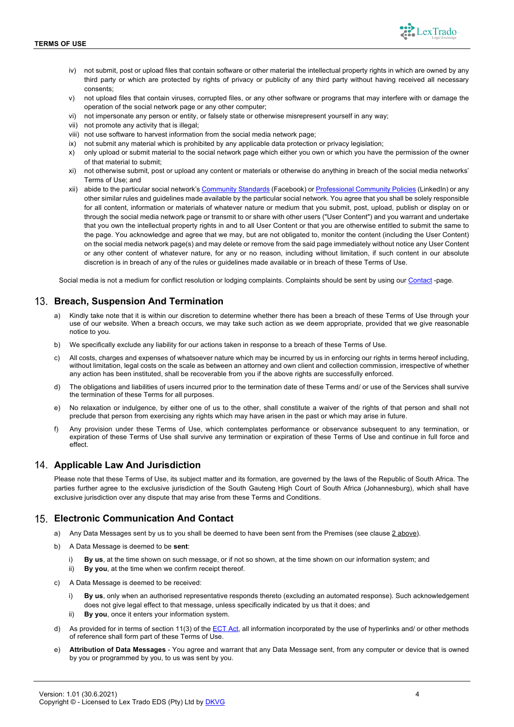iv) not submit, post or upload files that contain software or other material the intellectual property rights in which are owned by any third party or which are protected by rights of privacy or publicity of any third party without having received all necessary consents;

v) not upload files that contain viruses, corrupted files, or any other software or programs that may interfere with or damage the operation of the social network page or any other computer;

vi) not impersonate any person or entity, or falsely state or otherwise misrepresent yourself in any way;

vii) not promote any activity that is illegal;

viii) not use software to harvest information from the social media network page;

ix) not submit any material which is prohibited by any applicable data protection or privacy legislation;

x) only upload or submit material to the social network page which either you own or which you have the permission of the owner of that material to submit;

xi) not otherwise submit, post or upload any content or materials or otherwise do anything in breach of the social media networks' Terms of Use; and

xii) abide to the particular social network's Community Standards (Facebook) or Professional Community Policies (LinkedIn) or any other similar rules and guidelines made available by the particular social network. You agree that you shall be solely responsible for all content, information or materials of whatever nature or medium that you submit, post, upload, publish or display on or through the social media network page or transmit to or share with other users ("User Content") and you warrant and undertake that you own the intellectual property rights in and to all User Content or that you are otherwise entitled to submit the same to the page. You acknowledge and agree that we may, but are not obligated to, monitor the content (including the User Content) on the social media network page(s) and may delete or remove from the said page immediately without notice any User Content or any other content of whatever nature, for any or no reason, including without limitation, if such content in our absolute discretion is in breach of any of the rules or guidelines made available or in breach of these Terms of Use.

Social media is not a medium for conflict resolution or lodging complaints. Complaints should be sent by using our Contact -page.

## 13. Breach, Suspension And Termination

a) Kindly take note that it is within our discretion to determine whether there has been a breach of these Terms of Use through your use of our website. When a breach occurs, we may take such action as we deem appropriate, provided that we give reasonable notice to you.

b) We specifically exclude any liability for our actions taken in response to a breach of these Terms of Use.

c) All costs, charges and expenses of whatsoever nature which may be incurred by us in enforcing our rights in terms hereof including, without limitation, legal costs on the scale as between an attorney and own client and collection commission, irrespective of whether any action has been instituted, shall be recoverable from you if the above rights are successfully enforced.

d) The obligations and liabilities of users incurred prior to the termination date of these Terms and/ or use of the Services shall survive the termination of these Terms for all purposes.

e) No relaxation or indulgence, by either one of us to the other, shall constitute a waiver of the rights of that person and shall not preclude that person from exercising any rights which may have arisen in the past or which may arise in future.

f) Any provision under these Terms of Use, which contemplates performance or observance subsequent to any termination, or expiration of these Terms of Use shall survive any termination or expiration of these Terms of Use and continue in full force and effect.

## 14. Applicable Law And Jurisdiction

Please note that these Terms of Use, its subject matter and its formation, are governed by the laws of the Republic of South Africa. The parties further agree to the exclusive jurisdiction of the South Gauteng High Court of South Africa (Johannesburg), which shall have exclusive jurisdiction over any dispute that may arise from these Terms and Conditions.

## 15. Electronic Communication And Contact

a) Any Data Messages sent by us to you shall be deemed to have been sent from the Premises (see clause 2 above).

b) A Data Message is deemed to be **sent**:

   i) **By us**, at the time shown on such message, or if not so shown, at the time shown on our information system; and

   ii) **By you**, at the time when we confirm receipt thereof.

c) A Data Message is deemed to be received:

   i) **By us**, only when an authorised representative responds thereto (excluding an automated response). Such acknowledgement does not give legal effect to that message, unless specifically indicated by us that it does; and

   ii) **By you**, once it enters your information system.

d) As provided for in terms of section 11(3) of the ECT Act, all information incorporated by the use of hyperlinks and/ or other methods of reference shall form part of these Terms of Use.

e) **Attribution of Data Messages** - You agree and warrant that any Data Message sent, from any computer or device that is owned by you or programmed by you, to us was sent by you.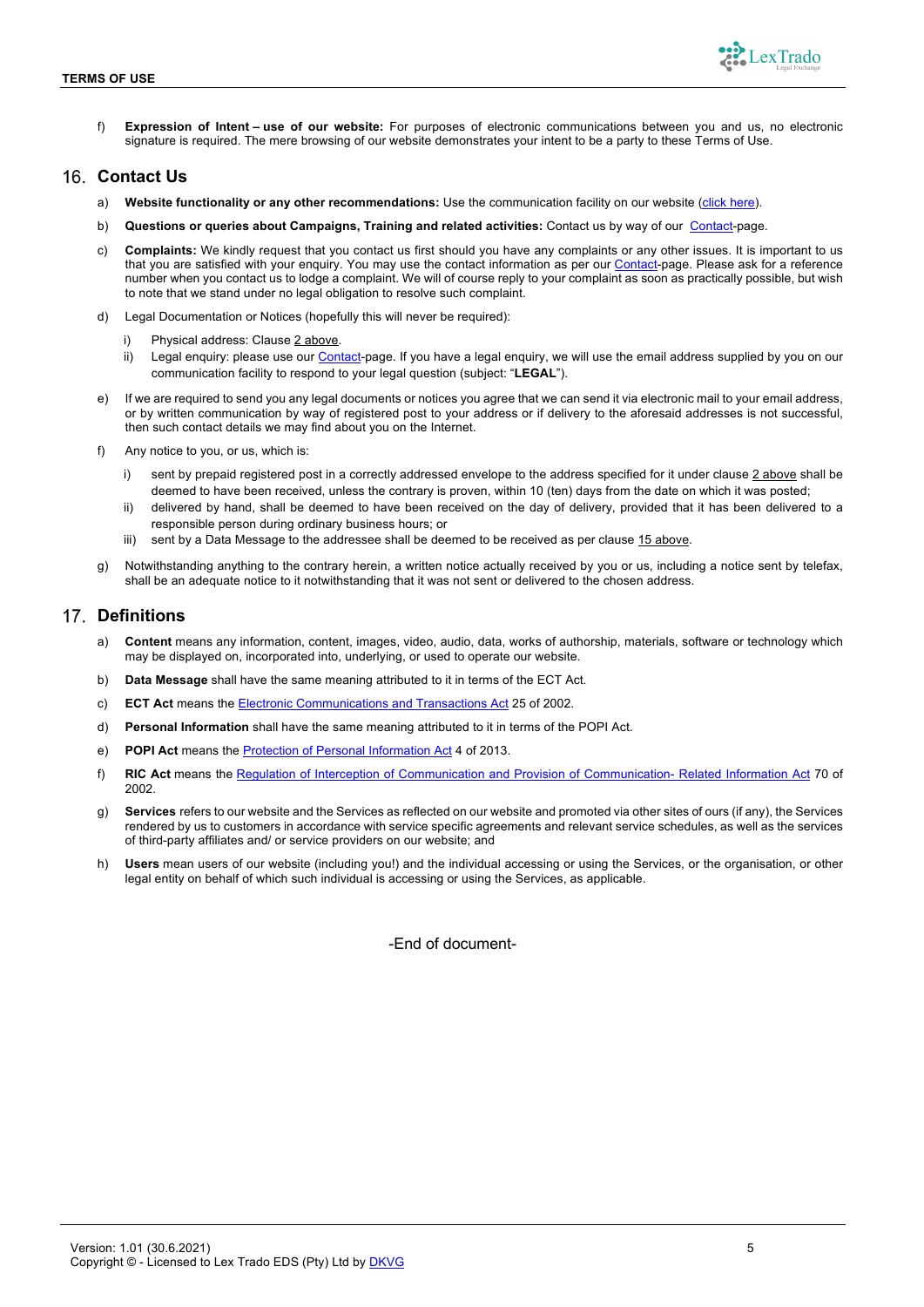f) **Expression of Intent – use of our website:** For purposes of electronic communications between you and us, no electronic signature is required. The mere browsing of our website demonstrates your intent to be a party to these Terms of Use.

## 16. Contact Us

a) **Website functionality or any other recommendations:** Use the communication facility on our website (click here).

b) **Questions or queries about Campaigns, Training and related activities:** Contact us by way of our Contact-page.

c) **Complaints:** We kindly request that you contact us first should you have any complaints or any other issues. It is important to us that you are satisfied with your enquiry. You may use the contact information as per our Contact-page. Please ask for a reference number when you contact us to lodge a complaint. We will of course reply to your complaint as soon as practically possible, but wish to note that we stand under no legal obligation to resolve such complaint.

d) Legal Documentation or Notices (hopefully this will never be required):

   i) Physical address: Clause 2 above.

   ii) Legal enquiry: please use our Contact-page. If you have a legal enquiry, we will use the email address supplied by you on our communication facility to respond to your legal question (subject: "**LEGAL**").

e) If we are required to send you any legal documents or notices you agree that we can send it via electronic mail to your email address, or by written communication by way of registered post to your address or if delivery to the aforesaid addresses is not successful, then such contact details we may find about you on the Internet.

f) Any notice to you, or us, which is:

   i) sent by prepaid registered post in a correctly addressed envelope to the address specified for it under clause 2 above shall be deemed to have been received, unless the contrary is proven, within 10 (ten) days from the date on which it was posted;

   ii) delivered by hand, shall be deemed to have been received on the day of delivery, provided that it has been delivered to a responsible person during ordinary business hours; or

   iii) sent by a Data Message to the addressee shall be deemed to be received as per clause 15 above.

g) Notwithstanding anything to the contrary herein, a written notice actually received by you or us, including a notice sent by telefax, shall be an adequate notice to it notwithstanding that it was not sent or delivered to the chosen address.

## 17. Definitions

a) **Content** means any information, content, images, video, audio, data, works of authorship, materials, software or technology which may be displayed on, incorporated into, underlying, or used to operate our website.

b) **Data Message** shall have the same meaning attributed to it in terms of the ECT Act.

c) **ECT Act** means the Electronic Communications and Transactions Act 25 of 2002.

d) **Personal Information** shall have the same meaning attributed to it in terms of the POPI Act.

e) **POPI Act** means the Protection of Personal Information Act 4 of 2013.

f) **RIC Act** means the Regulation of Interception of Communication and Provision of Communication- Related Information Act 70 of 2002.

g) **Services** refers to our website and the Services as reflected on our website and promoted via other sites of ours (if any), the Services rendered by us to customers in accordance with service specific agreements and relevant service schedules, as well as the services of third-party affiliates and/ or service providers on our website; and

h) **Users** mean users of our website (including you!) and the individual accessing or using the Services, or the organisation, or other legal entity on behalf of which such individual is accessing or using the Services, as applicable.

-End of document-